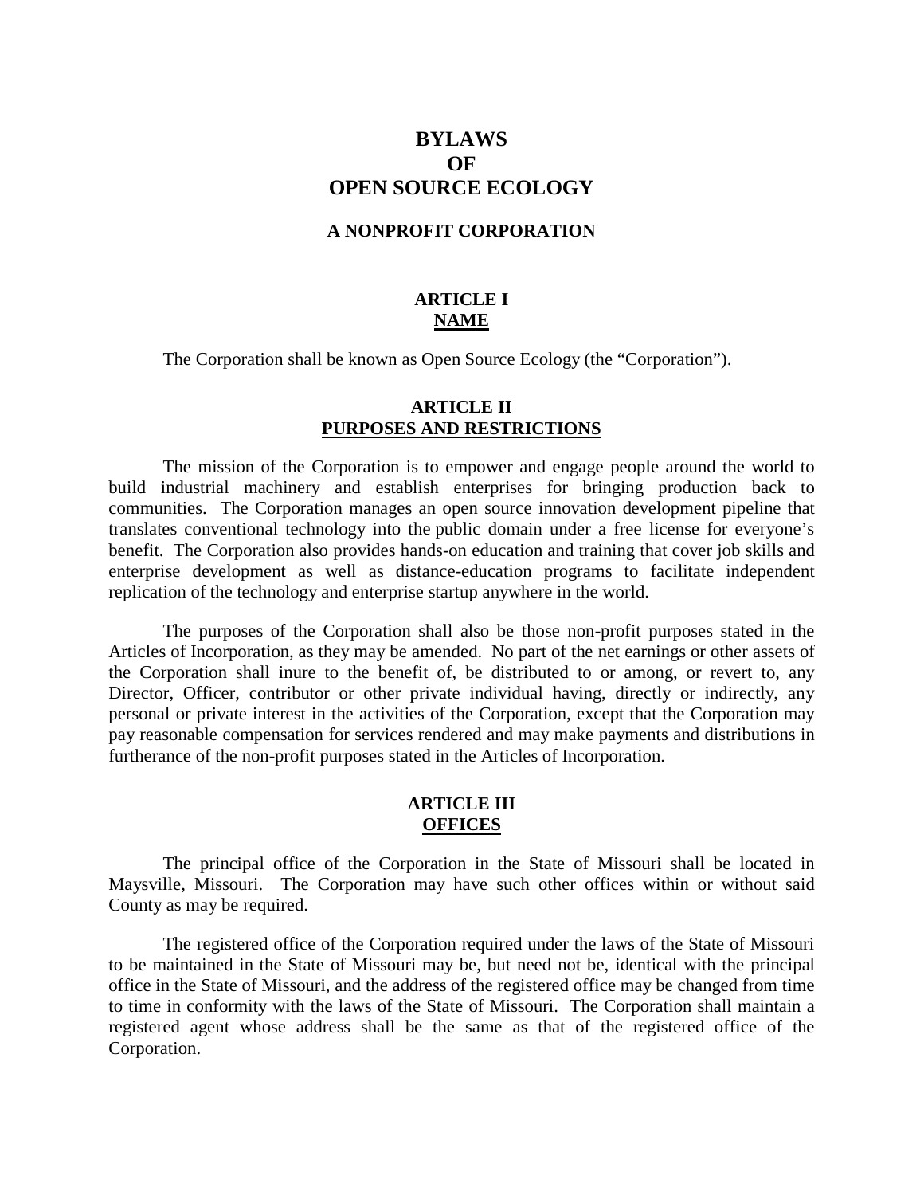# BYLAWS
# OF
# OPEN SOURCE ECOLOGY

### A NONPROFIT CORPORATION

## ARTICLE I
## NAME

The Corporation shall be known as Open Source Ecology (the "Corporation").

## ARTICLE II
## PURPOSES AND RESTRICTIONS

The mission of the Corporation is to empower and engage people around the world to build industrial machinery and establish enterprises for bringing production back to communities. The Corporation manages an open source innovation development pipeline that translates conventional technology into the public domain under a free license for everyone's benefit. The Corporation also provides hands-on education and training that cover job skills and enterprise development as well as distance-education programs to facilitate independent replication of the technology and enterprise startup anywhere in the world.

The purposes of the Corporation shall also be those non-profit purposes stated in the Articles of Incorporation, as they may be amended. No part of the net earnings or other assets of the Corporation shall inure to the benefit of, be distributed to or among, or revert to, any Director, Officer, contributor or other private individual having, directly or indirectly, any personal or private interest in the activities of the Corporation, except that the Corporation may pay reasonable compensation for services rendered and may make payments and distributions in furtherance of the non-profit purposes stated in the Articles of Incorporation.

## ARTICLE III
## OFFICES

The principal office of the Corporation in the State of Missouri shall be located in Maysville, Missouri. The Corporation may have such other offices within or without said County as may be required.

The registered office of the Corporation required under the laws of the State of Missouri to be maintained in the State of Missouri may be, but need not be, identical with the principal office in the State of Missouri, and the address of the registered office may be changed from time to time in conformity with the laws of the State of Missouri. The Corporation shall maintain a registered agent whose address shall be the same as that of the registered office of the Corporation.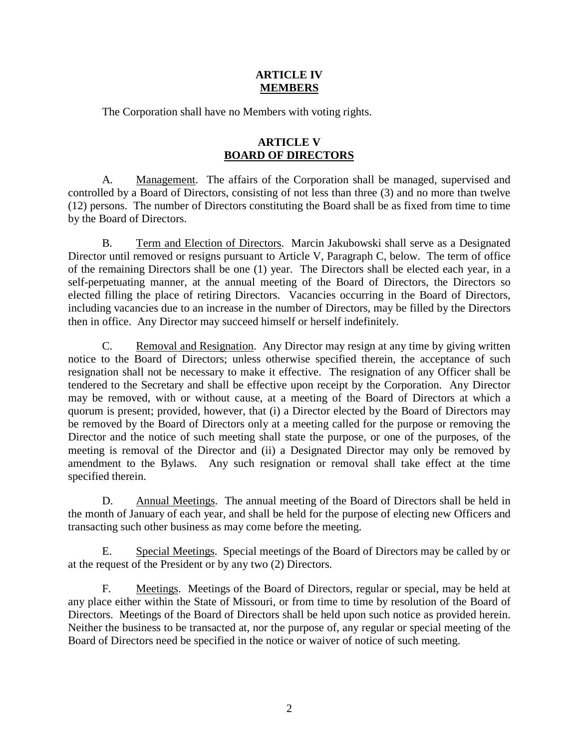## ARTICLE IV
## MEMBERS

The Corporation shall have no Members with voting rights.

## ARTICLE V
## BOARD OF DIRECTORS

A. Management. The affairs of the Corporation shall be managed, supervised and controlled by a Board of Directors, consisting of not less than three (3) and no more than twelve (12) persons. The number of Directors constituting the Board shall be as fixed from time to time by the Board of Directors.

B. Term and Election of Directors. Marcin Jakubowski shall serve as a Designated Director until removed or resigns pursuant to Article V, Paragraph C, below. The term of office of the remaining Directors shall be one (1) year. The Directors shall be elected each year, in a self-perpetuating manner, at the annual meeting of the Board of Directors, the Directors so elected filling the place of retiring Directors. Vacancies occurring in the Board of Directors, including vacancies due to an increase in the number of Directors, may be filled by the Directors then in office. Any Director may succeed himself or herself indefinitely.

C. Removal and Resignation. Any Director may resign at any time by giving written notice to the Board of Directors; unless otherwise specified therein, the acceptance of such resignation shall not be necessary to make it effective. The resignation of any Officer shall be tendered to the Secretary and shall be effective upon receipt by the Corporation. Any Director may be removed, with or without cause, at a meeting of the Board of Directors at which a quorum is present; provided, however, that (i) a Director elected by the Board of Directors may be removed by the Board of Directors only at a meeting called for the purpose or removing the Director and the notice of such meeting shall state the purpose, or one of the purposes, of the meeting is removal of the Director and (ii) a Designated Director may only be removed by amendment to the Bylaws. Any such resignation or removal shall take effect at the time specified therein.

D. Annual Meetings. The annual meeting of the Board of Directors shall be held in the month of January of each year, and shall be held for the purpose of electing new Officers and transacting such other business as may come before the meeting.

E. Special Meetings. Special meetings of the Board of Directors may be called by or at the request of the President or by any two (2) Directors.

F. Meetings. Meetings of the Board of Directors, regular or special, may be held at any place either within the State of Missouri, or from time to time by resolution of the Board of Directors. Meetings of the Board of Directors shall be held upon such notice as provided herein. Neither the business to be transacted at, nor the purpose of, any regular or special meeting of the Board of Directors need be specified in the notice or waiver of notice of such meeting.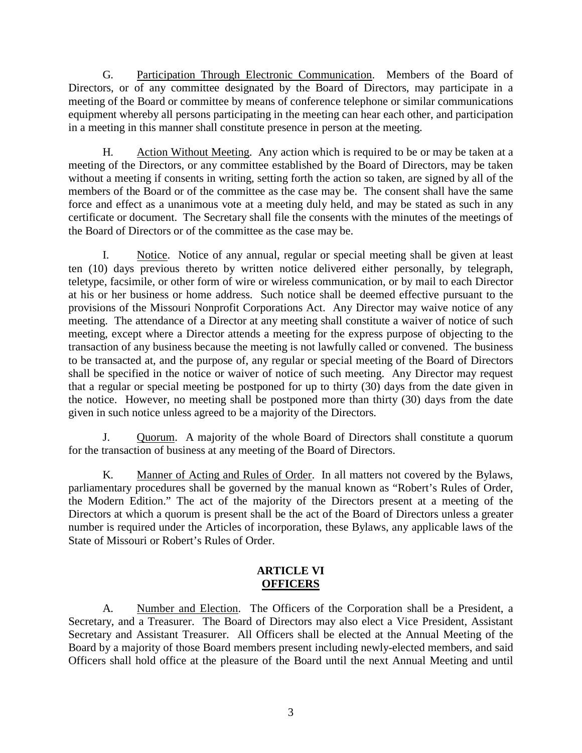G. Participation Through Electronic Communication. Members of the Board of Directors, or of any committee designated by the Board of Directors, may participate in a meeting of the Board or committee by means of conference telephone or similar communications equipment whereby all persons participating in the meeting can hear each other, and participation in a meeting in this manner shall constitute presence in person at the meeting.

H. Action Without Meeting. Any action which is required to be or may be taken at a meeting of the Directors, or any committee established by the Board of Directors, may be taken without a meeting if consents in writing, setting forth the action so taken, are signed by all of the members of the Board or of the committee as the case may be. The consent shall have the same force and effect as a unanimous vote at a meeting duly held, and may be stated as such in any certificate or document. The Secretary shall file the consents with the minutes of the meetings of the Board of Directors or of the committee as the case may be.

I. Notice. Notice of any annual, regular or special meeting shall be given at least ten (10) days previous thereto by written notice delivered either personally, by telegraph, teletype, facsimile, or other form of wire or wireless communication, or by mail to each Director at his or her business or home address. Such notice shall be deemed effective pursuant to the provisions of the Missouri Nonprofit Corporations Act. Any Director may waive notice of any meeting. The attendance of a Director at any meeting shall constitute a waiver of notice of such meeting, except where a Director attends a meeting for the express purpose of objecting to the transaction of any business because the meeting is not lawfully called or convened. The business to be transacted at, and the purpose of, any regular or special meeting of the Board of Directors shall be specified in the notice or waiver of notice of such meeting. Any Director may request that a regular or special meeting be postponed for up to thirty (30) days from the date given in the notice. However, no meeting shall be postponed more than thirty (30) days from the date given in such notice unless agreed to be a majority of the Directors.

J. Quorum. A majority of the whole Board of Directors shall constitute a quorum for the transaction of business at any meeting of the Board of Directors.

K. Manner of Acting and Rules of Order. In all matters not covered by the Bylaws, parliamentary procedures shall be governed by the manual known as "Robert's Rules of Order, the Modern Edition." The act of the majority of the Directors present at a meeting of the Directors at which a quorum is present shall be the act of the Board of Directors unless a greater number is required under the Articles of incorporation, these Bylaws, any applicable laws of the State of Missouri or Robert's Rules of Order.

## ARTICLE VI
## OFFICERS

A. Number and Election. The Officers of the Corporation shall be a President, a Secretary, and a Treasurer. The Board of Directors may also elect a Vice President, Assistant Secretary and Assistant Treasurer. All Officers shall be elected at the Annual Meeting of the Board by a majority of those Board members present including newly-elected members, and said Officers shall hold office at the pleasure of the Board until the next Annual Meeting and until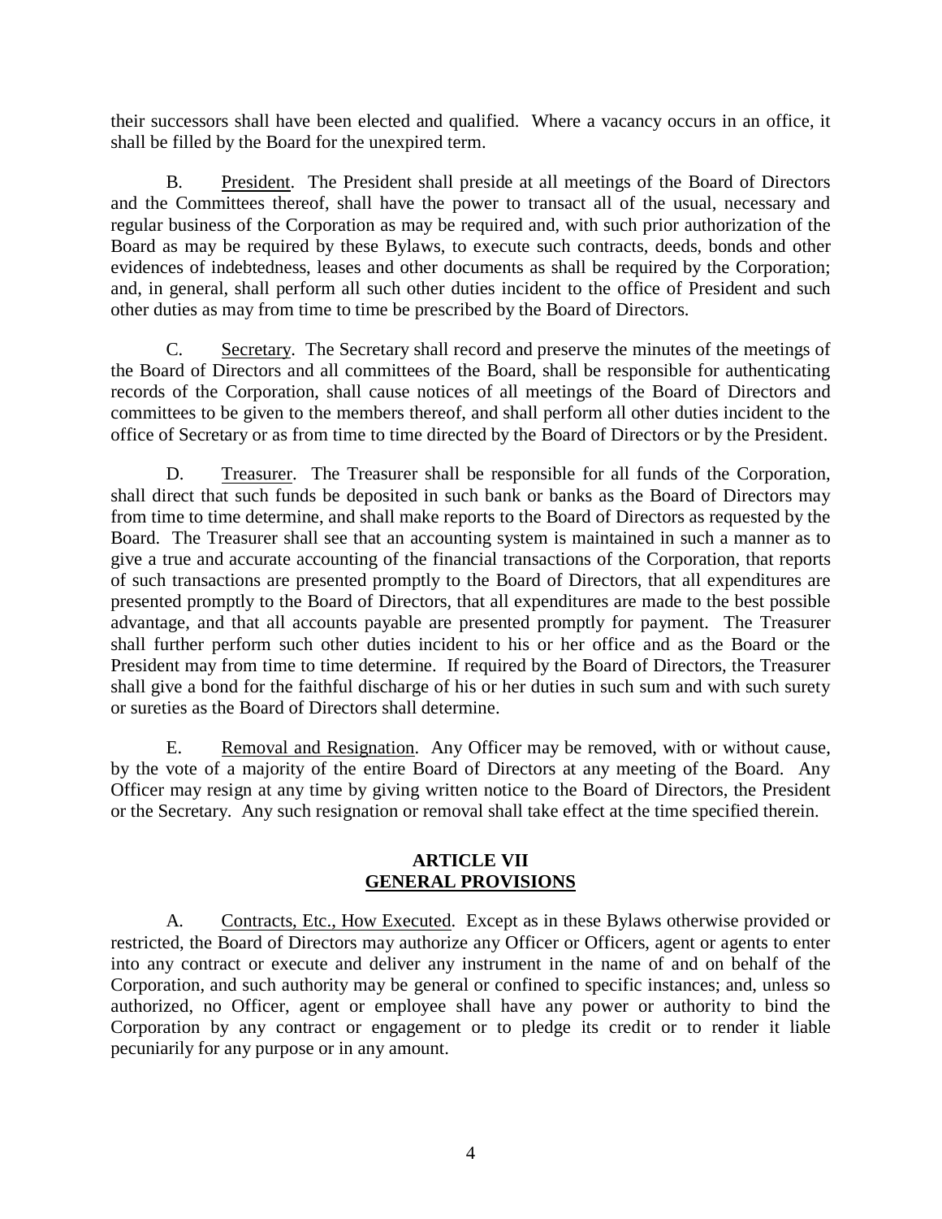their successors shall have been elected and qualified. Where a vacancy occurs in an office, it shall be filled by the Board for the unexpired term.

B. President. The President shall preside at all meetings of the Board of Directors and the Committees thereof, shall have the power to transact all of the usual, necessary and regular business of the Corporation as may be required and, with such prior authorization of the Board as may be required by these Bylaws, to execute such contracts, deeds, bonds and other evidences of indebtedness, leases and other documents as shall be required by the Corporation; and, in general, shall perform all such other duties incident to the office of President and such other duties as may from time to time be prescribed by the Board of Directors.

C. Secretary. The Secretary shall record and preserve the minutes of the meetings of the Board of Directors and all committees of the Board, shall be responsible for authenticating records of the Corporation, shall cause notices of all meetings of the Board of Directors and committees to be given to the members thereof, and shall perform all other duties incident to the office of Secretary or as from time to time directed by the Board of Directors or by the President.

D. Treasurer. The Treasurer shall be responsible for all funds of the Corporation, shall direct that such funds be deposited in such bank or banks as the Board of Directors may from time to time determine, and shall make reports to the Board of Directors as requested by the Board. The Treasurer shall see that an accounting system is maintained in such a manner as to give a true and accurate accounting of the financial transactions of the Corporation, that reports of such transactions are presented promptly to the Board of Directors, that all expenditures are presented promptly to the Board of Directors, that all expenditures are made to the best possible advantage, and that all accounts payable are presented promptly for payment. The Treasurer shall further perform such other duties incident to his or her office and as the Board or the President may from time to time determine. If required by the Board of Directors, the Treasurer shall give a bond for the faithful discharge of his or her duties in such sum and with such surety or sureties as the Board of Directors shall determine.

E. Removal and Resignation. Any Officer may be removed, with or without cause, by the vote of a majority of the entire Board of Directors at any meeting of the Board. Any Officer may resign at any time by giving written notice to the Board of Directors, the President or the Secretary. Any such resignation or removal shall take effect at the time specified therein.

## ARTICLE VII
## GENERAL PROVISIONS

A. Contracts, Etc., How Executed. Except as in these Bylaws otherwise provided or restricted, the Board of Directors may authorize any Officer or Officers, agent or agents to enter into any contract or execute and deliver any instrument in the name of and on behalf of the Corporation, and such authority may be general or confined to specific instances; and, unless so authorized, no Officer, agent or employee shall have any power or authority to bind the Corporation by any contract or engagement or to pledge its credit or to render it liable pecuniarily for any purpose or in any amount.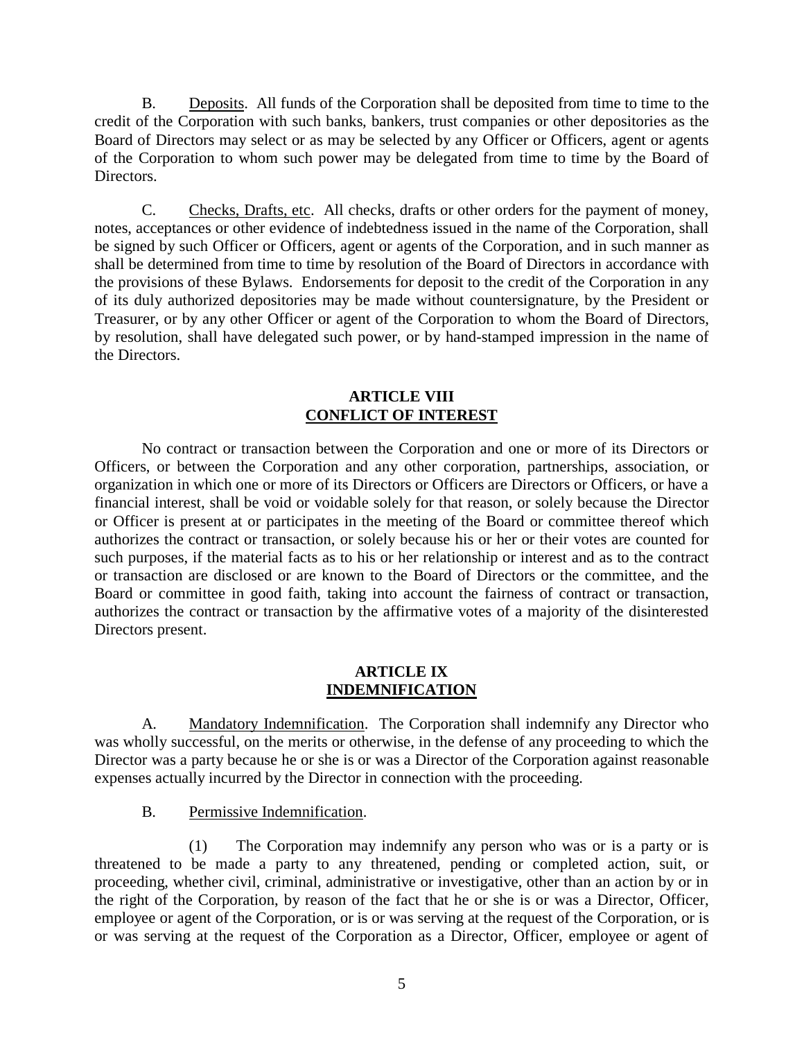B. <u>Deposits</u>. All funds of the Corporation shall be deposited from time to time to the credit of the Corporation with such banks, bankers, trust companies or other depositories as the Board of Directors may select or as may be selected by any Officer or Officers, agent or agents of the Corporation to whom such power may be delegated from time to time by the Board of Directors.

C. <u>Checks, Drafts, etc</u>. All checks, drafts or other orders for the payment of money, notes, acceptances or other evidence of indebtedness issued in the name of the Corporation, shall be signed by such Officer or Officers, agent or agents of the Corporation, and in such manner as shall be determined from time to time by resolution of the Board of Directors in accordance with the provisions of these Bylaws. Endorsements for deposit to the credit of the Corporation in any of its duly authorized depositories may be made without countersignature, by the President or Treasurer, or by any other Officer or agent of the Corporation to whom the Board of Directors, by resolution, shall have delegated such power, or by hand-stamped impression in the name of the Directors.

## ARTICLE VIII
## <u>CONFLICT OF INTEREST</u>

No contract or transaction between the Corporation and one or more of its Directors or Officers, or between the Corporation and any other corporation, partnerships, association, or organization in which one or more of its Directors or Officers are Directors or Officers, or have a financial interest, shall be void or voidable solely for that reason, or solely because the Director or Officer is present at or participates in the meeting of the Board or committee thereof which authorizes the contract or transaction, or solely because his or her or their votes are counted for such purposes, if the material facts as to his or her relationship or interest and as to the contract or transaction are disclosed or are known to the Board of Directors or the committee, and the Board or committee in good faith, taking into account the fairness of contract or transaction, authorizes the contract or transaction by the affirmative votes of a majority of the disinterested Directors present.

## ARTICLE IX
## <u>INDEMNIFICATION</u>

A. <u>Mandatory Indemnification</u>. The Corporation shall indemnify any Director who was wholly successful, on the merits or otherwise, in the defense of any proceeding to which the Director was a party because he or she is or was a Director of the Corporation against reasonable expenses actually incurred by the Director in connection with the proceeding.

B. <u>Permissive Indemnification</u>.

(1) The Corporation may indemnify any person who was or is a party or is threatened to be made a party to any threatened, pending or completed action, suit, or proceeding, whether civil, criminal, administrative or investigative, other than an action by or in the right of the Corporation, by reason of the fact that he or she is or was a Director, Officer, employee or agent of the Corporation, or is or was serving at the request of the Corporation, or is or was serving at the request of the Corporation as a Director, Officer, employee or agent of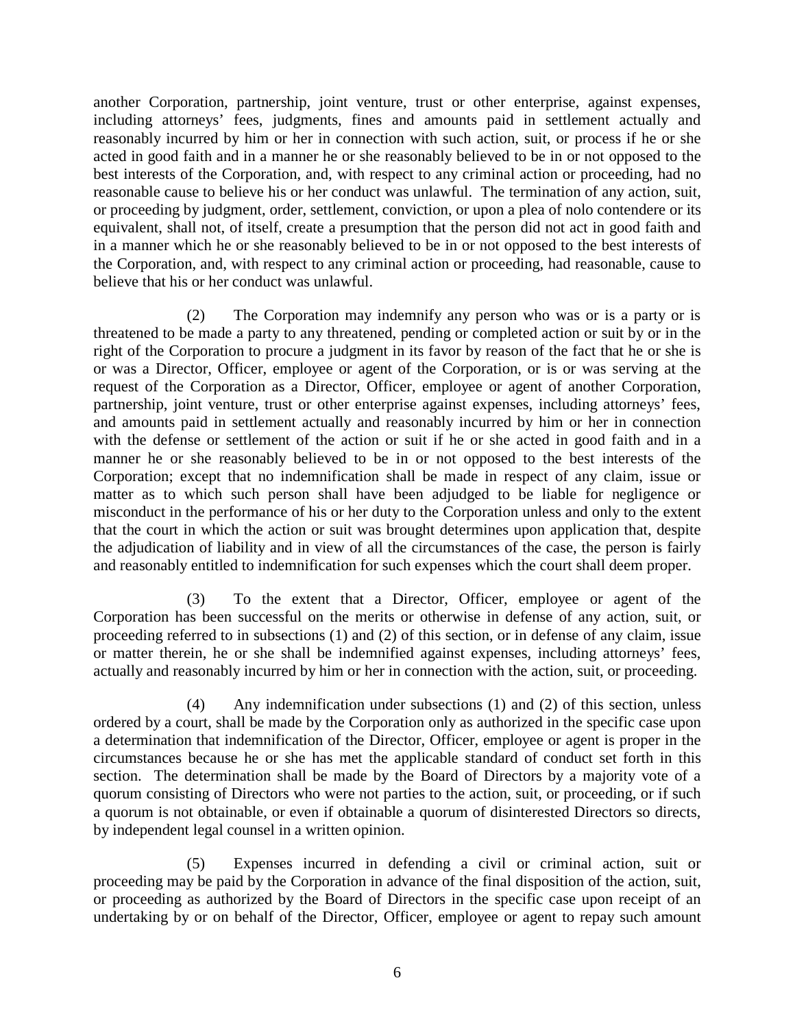another Corporation, partnership, joint venture, trust or other enterprise, against expenses, including attorneys' fees, judgments, fines and amounts paid in settlement actually and reasonably incurred by him or her in connection with such action, suit, or process if he or she acted in good faith and in a manner he or she reasonably believed to be in or not opposed to the best interests of the Corporation, and, with respect to any criminal action or proceeding, had no reasonable cause to believe his or her conduct was unlawful. The termination of any action, suit, or proceeding by judgment, order, settlement, conviction, or upon a plea of nolo contendere or its equivalent, shall not, of itself, create a presumption that the person did not act in good faith and in a manner which he or she reasonably believed to be in or not opposed to the best interests of the Corporation, and, with respect to any criminal action or proceeding, had reasonable, cause to believe that his or her conduct was unlawful.

(2) The Corporation may indemnify any person who was or is a party or is threatened to be made a party to any threatened, pending or completed action or suit by or in the right of the Corporation to procure a judgment in its favor by reason of the fact that he or she is or was a Director, Officer, employee or agent of the Corporation, or is or was serving at the request of the Corporation as a Director, Officer, employee or agent of another Corporation, partnership, joint venture, trust or other enterprise against expenses, including attorneys' fees, and amounts paid in settlement actually and reasonably incurred by him or her in connection with the defense or settlement of the action or suit if he or she acted in good faith and in a manner he or she reasonably believed to be in or not opposed to the best interests of the Corporation; except that no indemnification shall be made in respect of any claim, issue or matter as to which such person shall have been adjudged to be liable for negligence or misconduct in the performance of his or her duty to the Corporation unless and only to the extent that the court in which the action or suit was brought determines upon application that, despite the adjudication of liability and in view of all the circumstances of the case, the person is fairly and reasonably entitled to indemnification for such expenses which the court shall deem proper.

(3) To the extent that a Director, Officer, employee or agent of the Corporation has been successful on the merits or otherwise in defense of any action, suit, or proceeding referred to in subsections (1) and (2) of this section, or in defense of any claim, issue or matter therein, he or she shall be indemnified against expenses, including attorneys' fees, actually and reasonably incurred by him or her in connection with the action, suit, or proceeding.

(4) Any indemnification under subsections (1) and (2) of this section, unless ordered by a court, shall be made by the Corporation only as authorized in the specific case upon a determination that indemnification of the Director, Officer, employee or agent is proper in the circumstances because he or she has met the applicable standard of conduct set forth in this section. The determination shall be made by the Board of Directors by a majority vote of a quorum consisting of Directors who were not parties to the action, suit, or proceeding, or if such a quorum is not obtainable, or even if obtainable a quorum of disinterested Directors so directs, by independent legal counsel in a written opinion.

(5) Expenses incurred in defending a civil or criminal action, suit or proceeding may be paid by the Corporation in advance of the final disposition of the action, suit, or proceeding as authorized by the Board of Directors in the specific case upon receipt of an undertaking by or on behalf of the Director, Officer, employee or agent to repay such amount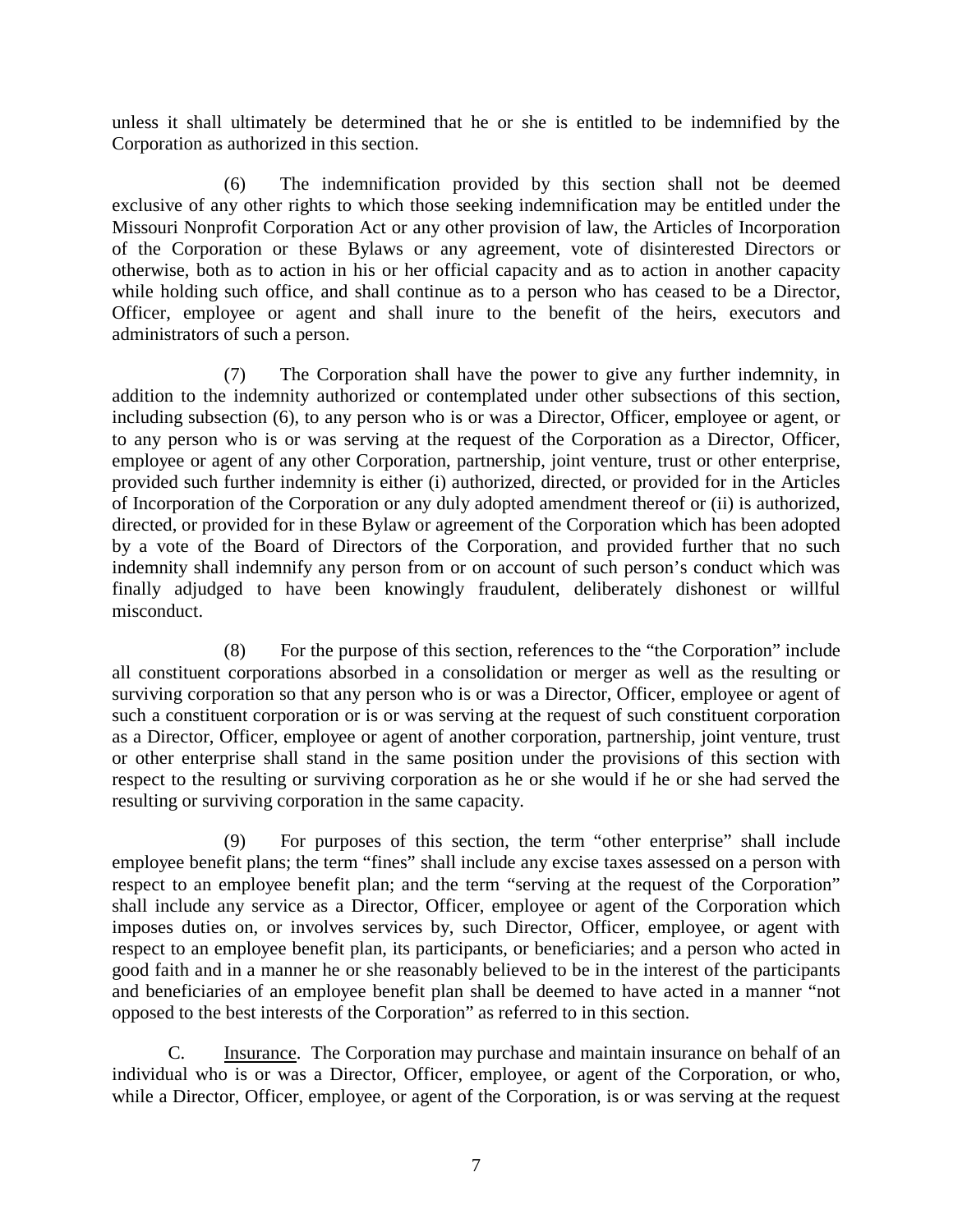unless it shall ultimately be determined that he or she is entitled to be indemnified by the Corporation as authorized in this section.

(6) The indemnification provided by this section shall not be deemed exclusive of any other rights to which those seeking indemnification may be entitled under the Missouri Nonprofit Corporation Act or any other provision of law, the Articles of Incorporation of the Corporation or these Bylaws or any agreement, vote of disinterested Directors or otherwise, both as to action in his or her official capacity and as to action in another capacity while holding such office, and shall continue as to a person who has ceased to be a Director, Officer, employee or agent and shall inure to the benefit of the heirs, executors and administrators of such a person.

(7) The Corporation shall have the power to give any further indemnity, in addition to the indemnity authorized or contemplated under other subsections of this section, including subsection (6), to any person who is or was a Director, Officer, employee or agent, or to any person who is or was serving at the request of the Corporation as a Director, Officer, employee or agent of any other Corporation, partnership, joint venture, trust or other enterprise, provided such further indemnity is either (i) authorized, directed, or provided for in the Articles of Incorporation of the Corporation or any duly adopted amendment thereof or (ii) is authorized, directed, or provided for in these Bylaw or agreement of the Corporation which has been adopted by a vote of the Board of Directors of the Corporation, and provided further that no such indemnity shall indemnify any person from or on account of such person's conduct which was finally adjudged to have been knowingly fraudulent, deliberately dishonest or willful misconduct.

(8) For the purpose of this section, references to the "the Corporation" include all constituent corporations absorbed in a consolidation or merger as well as the resulting or surviving corporation so that any person who is or was a Director, Officer, employee or agent of such a constituent corporation or is or was serving at the request of such constituent corporation as a Director, Officer, employee or agent of another corporation, partnership, joint venture, trust or other enterprise shall stand in the same position under the provisions of this section with respect to the resulting or surviving corporation as he or she would if he or she had served the resulting or surviving corporation in the same capacity.

(9) For purposes of this section, the term "other enterprise" shall include employee benefit plans; the term "fines" shall include any excise taxes assessed on a person with respect to an employee benefit plan; and the term "serving at the request of the Corporation" shall include any service as a Director, Officer, employee or agent of the Corporation which imposes duties on, or involves services by, such Director, Officer, employee, or agent with respect to an employee benefit plan, its participants, or beneficiaries; and a person who acted in good faith and in a manner he or she reasonably believed to be in the interest of the participants and beneficiaries of an employee benefit plan shall be deemed to have acted in a manner "not opposed to the best interests of the Corporation" as referred to in this section.

C. Insurance. The Corporation may purchase and maintain insurance on behalf of an individual who is or was a Director, Officer, employee, or agent of the Corporation, or who, while a Director, Officer, employee, or agent of the Corporation, is or was serving at the request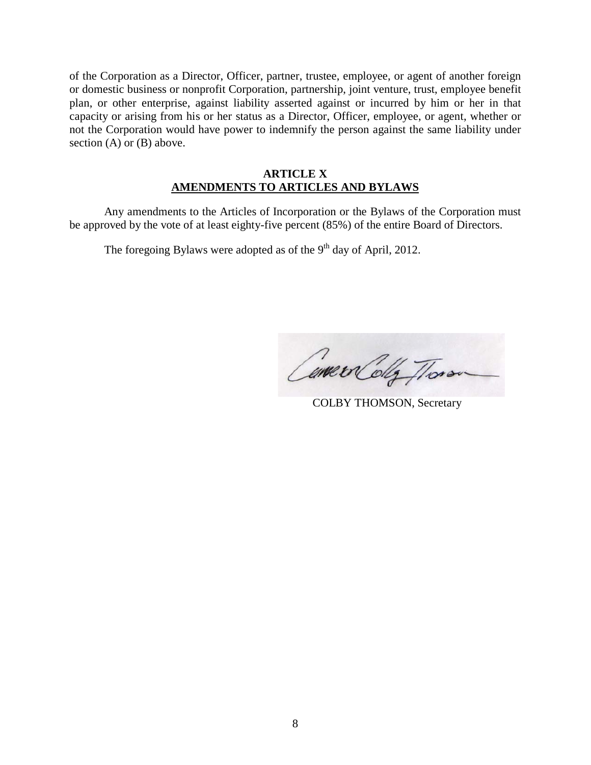of the Corporation as a Director, Officer, partner, trustee, employee, or agent of another foreign or domestic business or nonprofit Corporation, partnership, joint venture, trust, employee benefit plan, or other enterprise, against liability asserted against or incurred by him or her in that capacity or arising from his or her status as a Director, Officer, employee, or agent, whether or not the Corporation would have power to indemnify the person against the same liability under section (A) or (B) above.

## ARTICLE X
## AMENDMENTS TO ARTICLES AND BYLAWS

Any amendments to the Articles of Incorporation or the Bylaws of the Corporation must be approved by the vote of at least eighty-five percent (85%) of the entire Board of Directors.

The foregoing Bylaws were adopted as of the 9th day of April, 2012.

COLBY THOMSON, Secretary